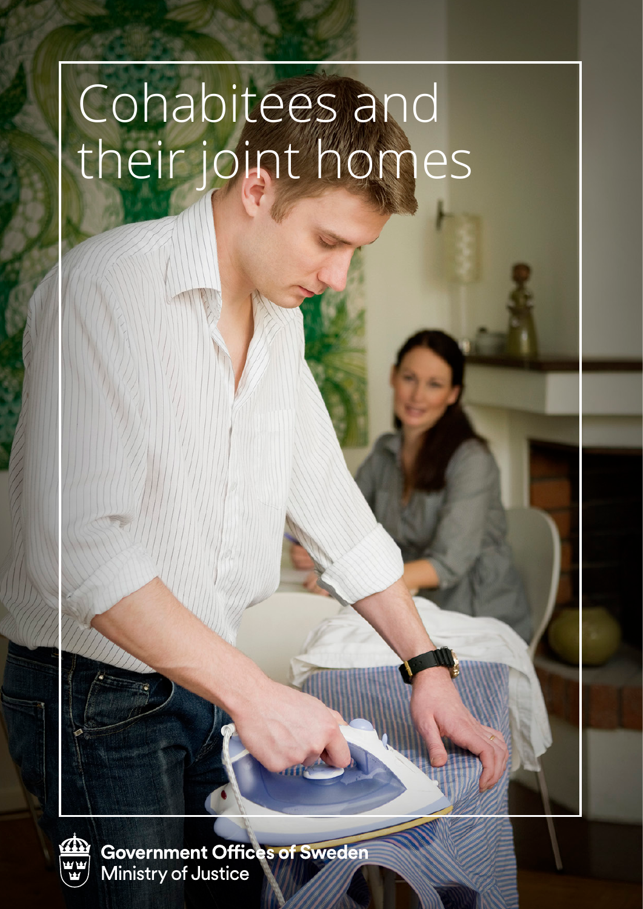# Cohabitees and their joint homes

Government Offices of Sweden
Ministry of Justice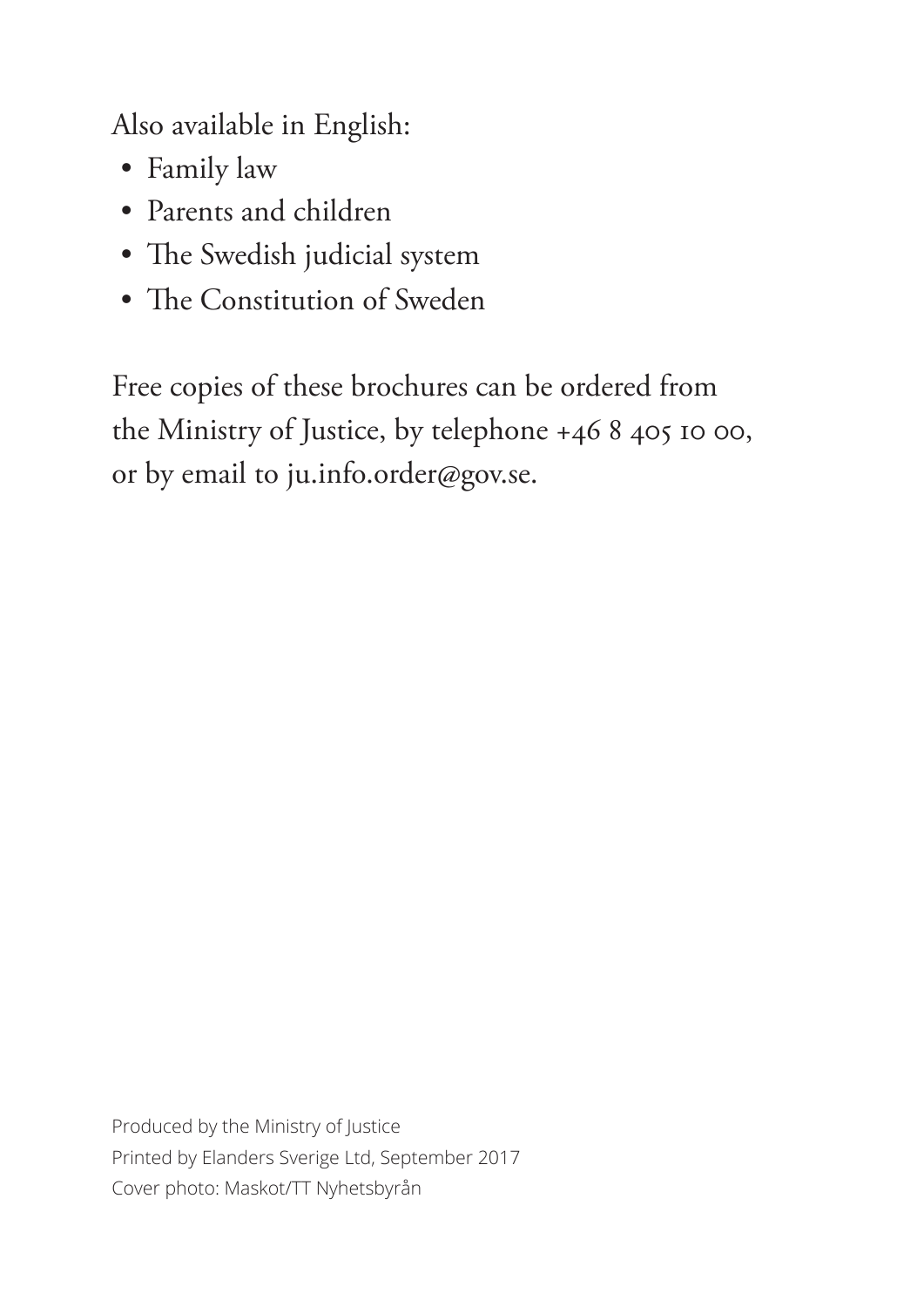Also available in English:

- Family law
- Parents and children
- The Swedish judicial system
- The Constitution of Sweden

Free copies of these brochures can be ordered from the Ministry of Justice, by telephone +46 8 405 10 00, or by email to ju.info.order@gov.se.

Produced by the Ministry of Justice
Printed by Elanders Sverige Ltd, September 2017
Cover photo: Maskot/TT Nyhetsbyrån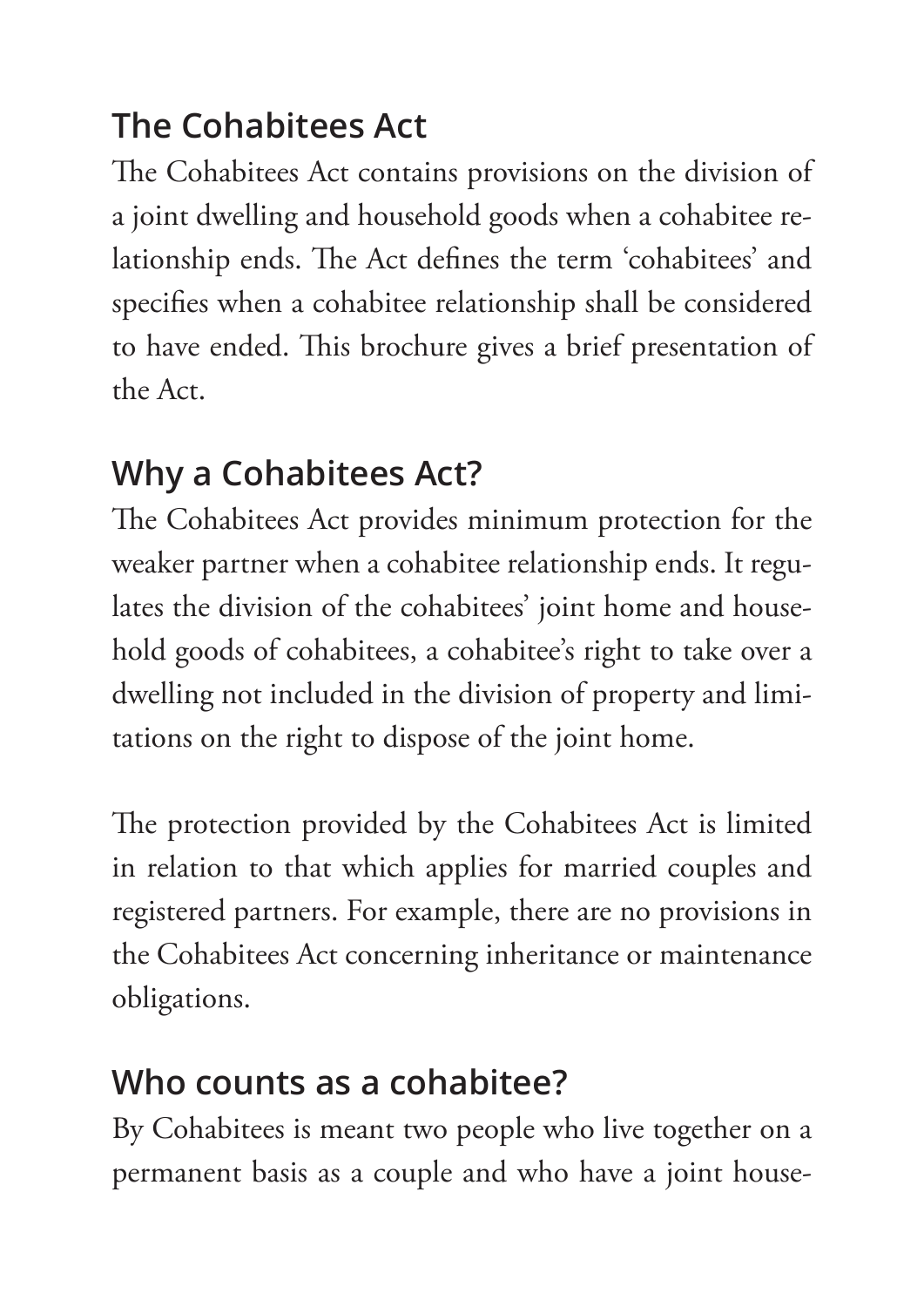## The Cohabitees Act

The Cohabitees Act contains provisions on the division of a joint dwelling and household goods when a cohabitee relationship ends. The Act defines the term 'cohabitees' and specifies when a cohabitee relationship shall be considered to have ended. This brochure gives a brief presentation of the Act.

## Why a Cohabitees Act?

The Cohabitees Act provides minimum protection for the weaker partner when a cohabitee relationship ends. It regulates the division of the cohabitees' joint home and household goods of cohabitees, a cohabitee's right to take over a dwelling not included in the division of property and limitations on the right to dispose of the joint home.

The protection provided by the Cohabitees Act is limited in relation to that which applies for married couples and registered partners. For example, there are no provisions in the Cohabitees Act concerning inheritance or maintenance obligations.

## Who counts as a cohabitee?

By Cohabitees is meant two people who live together on a permanent basis as a couple and who have a joint house-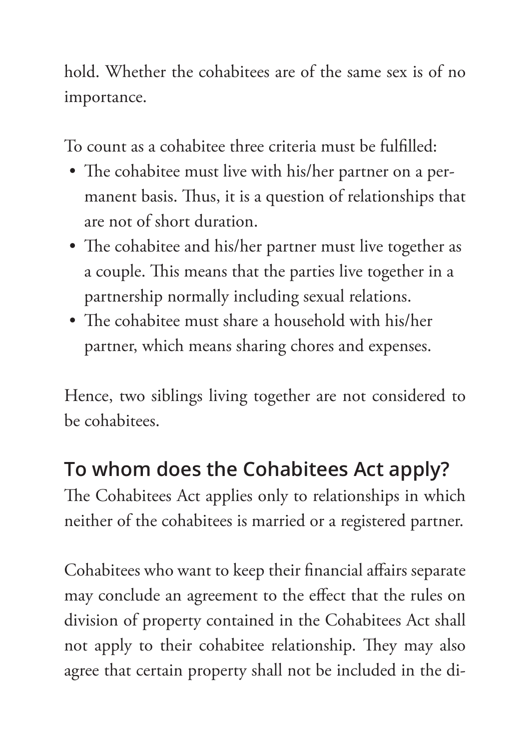hold. Whether the cohabitees are of the same sex is of no importance.

To count as a cohabitee three criteria must be fulfilled:

- The cohabitee must live with his/her partner on a permanent basis. Thus, it is a question of relationships that are not of short duration.
- The cohabitee and his/her partner must live together as a couple. This means that the parties live together in a partnership normally including sexual relations.
- The cohabitee must share a household with his/her partner, which means sharing chores and expenses.

Hence, two siblings living together are not considered to be cohabitees.

## To whom does the Cohabitees Act apply?

The Cohabitees Act applies only to relationships in which neither of the cohabitees is married or a registered partner.

Cohabitees who want to keep their financial affairs separate may conclude an agreement to the effect that the rules on division of property contained in the Cohabitees Act shall not apply to their cohabitee relationship. They may also agree that certain property shall not be included in the di-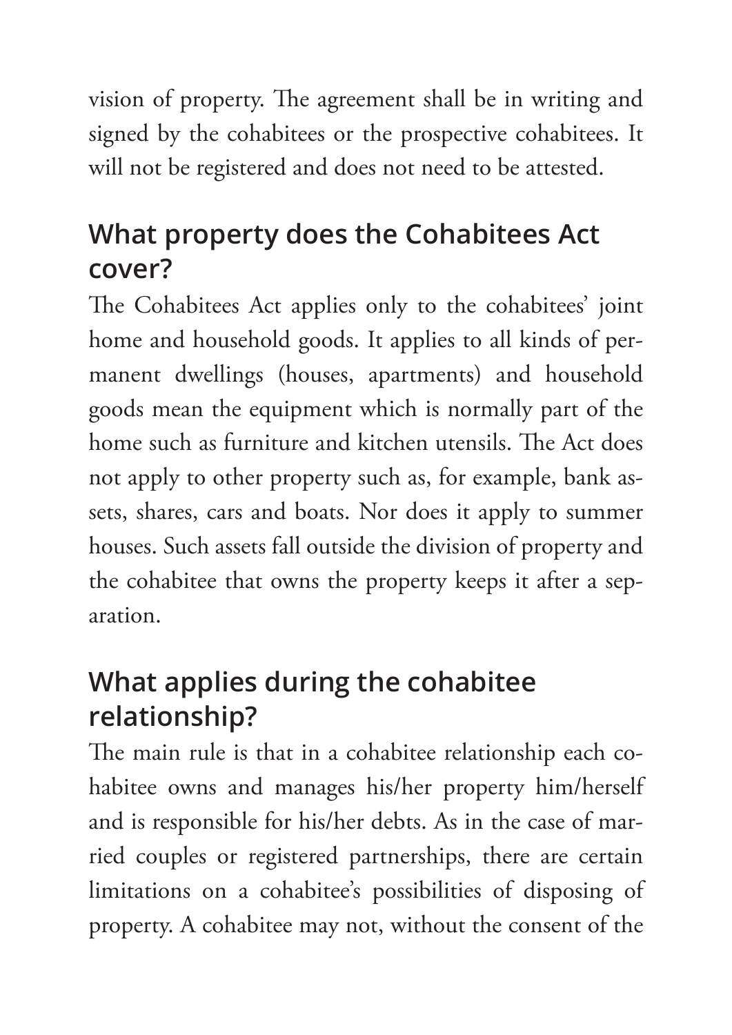vision of property. The agreement shall be in writing and signed by the cohabitees or the prospective cohabitees. It will not be registered and does not need to be attested.

## What property does the Cohabitees Act cover?

The Cohabitees Act applies only to the cohabitees' joint home and household goods. It applies to all kinds of permanent dwellings (houses, apartments) and household goods mean the equipment which is normally part of the home such as furniture and kitchen utensils. The Act does not apply to other property such as, for example, bank assets, shares, cars and boats. Nor does it apply to summer houses. Such assets fall outside the division of property and the cohabitee that owns the property keeps it after a separation.

## What applies during the cohabitee relationship?

The main rule is that in a cohabitee relationship each cohabitee owns and manages his/her property him/herself and is responsible for his/her debts. As in the case of married couples or registered partnerships, there are certain limitations on a cohabitee's possibilities of disposing of property. A cohabitee may not, without the consent of the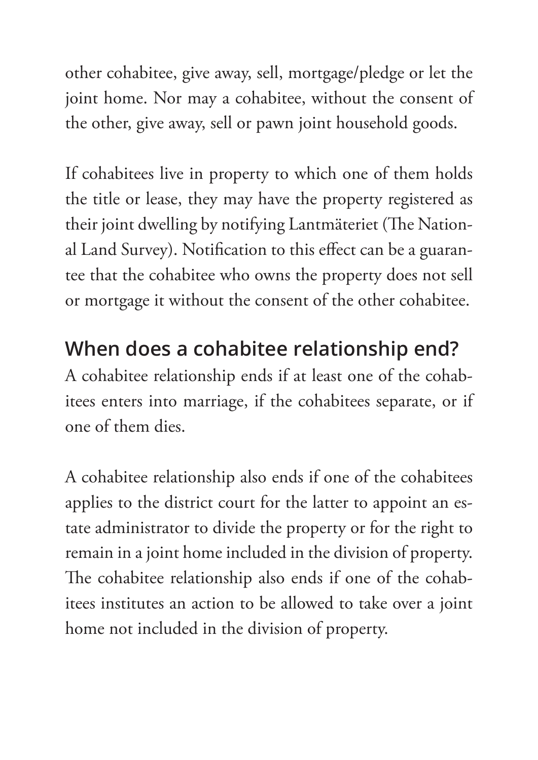other cohabitee, give away, sell, mortgage/pledge or let the joint home. Nor may a cohabitee, without the consent of the other, give away, sell or pawn joint household goods.

If cohabitees live in property to which one of them holds the title or lease, they may have the property registered as their joint dwelling by notifying Lantmäteriet (The National Land Survey). Notification to this effect can be a guarantee that the cohabitee who owns the property does not sell or mortgage it without the consent of the other cohabitee.

## When does a cohabitee relationship end?

A cohabitee relationship ends if at least one of the cohabitees enters into marriage, if the cohabitees separate, or if one of them dies.

A cohabitee relationship also ends if one of the cohabitees applies to the district court for the latter to appoint an estate administrator to divide the property or for the right to remain in a joint home included in the division of property. The cohabitee relationship also ends if one of the cohabitees institutes an action to be allowed to take over a joint home not included in the division of property.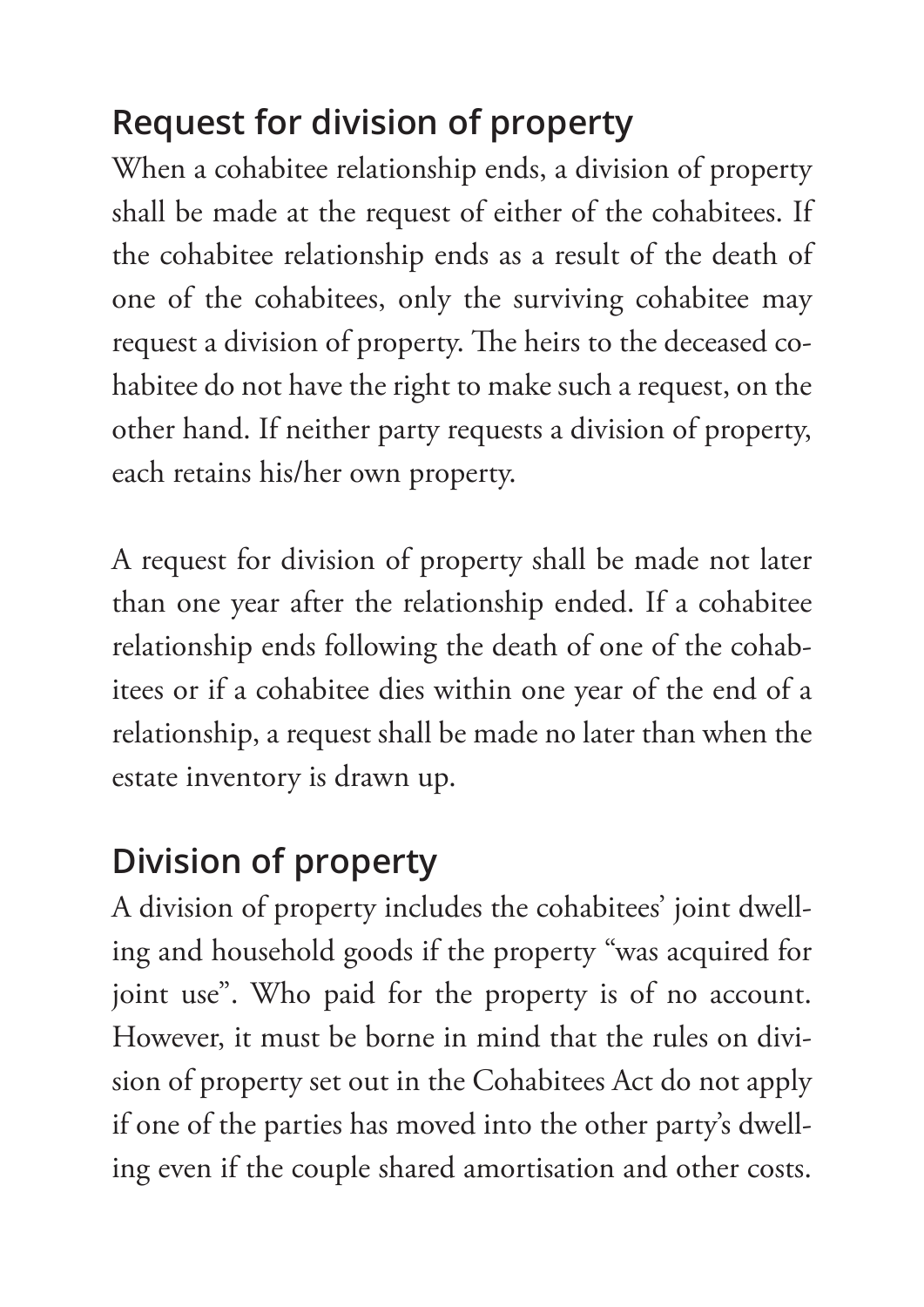## Request for division of property

When a cohabitee relationship ends, a division of property shall be made at the request of either of the cohabitees. If the cohabitee relationship ends as a result of the death of one of the cohabitees, only the surviving cohabitee may request a division of property. The heirs to the deceased cohabitee do not have the right to make such a request, on the other hand. If neither party requests a division of property, each retains his/her own property.

A request for division of property shall be made not later than one year after the relationship ended. If a cohabitee relationship ends following the death of one of the cohabitees or if a cohabitee dies within one year of the end of a relationship, a request shall be made no later than when the estate inventory is drawn up.

## Division of property

A division of property includes the cohabitees' joint dwelling and household goods if the property "was acquired for joint use". Who paid for the property is of no account. However, it must be borne in mind that the rules on division of property set out in the Cohabitees Act do not apply if one of the parties has moved into the other party's dwelling even if the couple shared amortisation and other costs.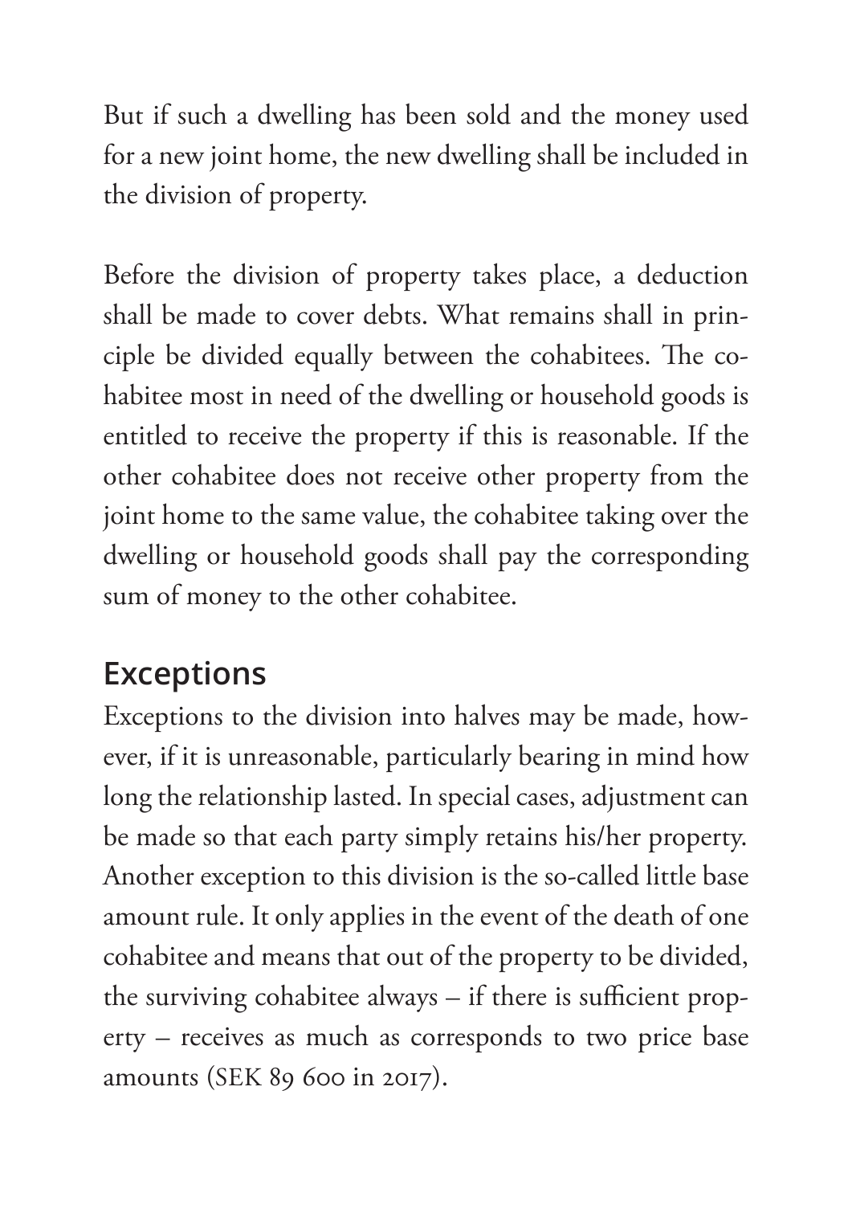But if such a dwelling has been sold and the money used for a new joint home, the new dwelling shall be included in the division of property.

Before the division of property takes place, a deduction shall be made to cover debts. What remains shall in principle be divided equally between the cohabitees. The cohabitee most in need of the dwelling or household goods is entitled to receive the property if this is reasonable. If the other cohabitee does not receive other property from the joint home to the same value, the cohabitee taking over the dwelling or household goods shall pay the corresponding sum of money to the other cohabitee.

## Exceptions

Exceptions to the division into halves may be made, however, if it is unreasonable, particularly bearing in mind how long the relationship lasted. In special cases, adjustment can be made so that each party simply retains his/her property. Another exception to this division is the so-called little base amount rule. It only applies in the event of the death of one cohabitee and means that out of the property to be divided, the surviving cohabitee always – if there is sufficient property – receives as much as corresponds to two price base amounts (SEK 89 600 in 2017).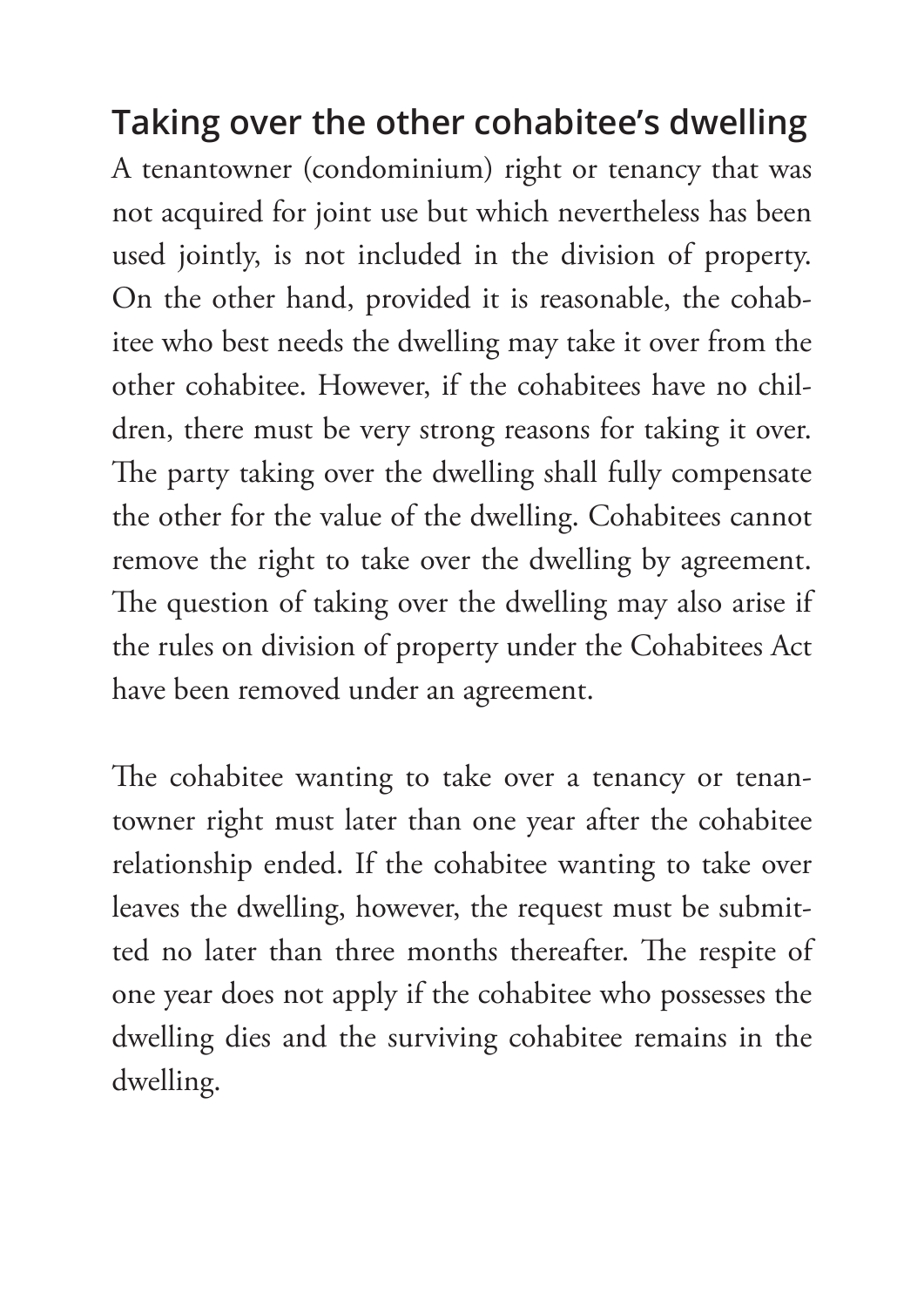## Taking over the other cohabitee's dwelling

A tenantowner (condominium) right or tenancy that was not acquired for joint use but which nevertheless has been used jointly, is not included in the division of property. On the other hand, provided it is reasonable, the cohabitee who best needs the dwelling may take it over from the other cohabitee. However, if the cohabitees have no children, there must be very strong reasons for taking it over. The party taking over the dwelling shall fully compensate the other for the value of the dwelling. Cohabitees cannot remove the right to take over the dwelling by agreement. The question of taking over the dwelling may also arise if the rules on division of property under the Cohabitees Act have been removed under an agreement.

The cohabitee wanting to take over a tenancy or tenantowner right must later than one year after the cohabitee relationship ended. If the cohabitee wanting to take over leaves the dwelling, however, the request must be submitted no later than three months thereafter. The respite of one year does not apply if the cohabitee who possesses the dwelling dies and the surviving cohabitee remains in the dwelling.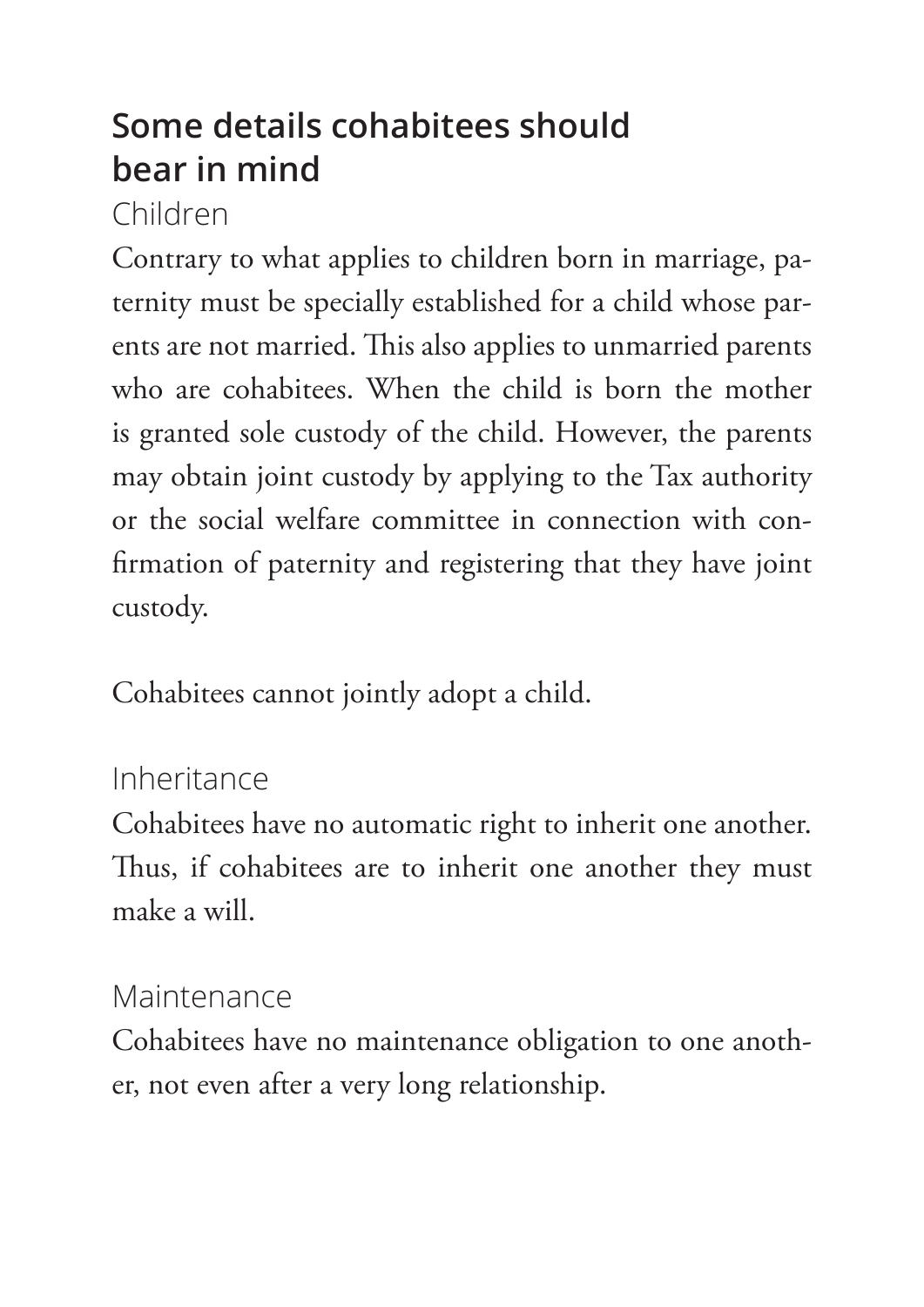## Some details cohabitees should bear in mind

### Children

Contrary to what applies to children born in marriage, paternity must be specially established for a child whose parents are not married. This also applies to unmarried parents who are cohabitees. When the child is born the mother is granted sole custody of the child. However, the parents may obtain joint custody by applying to the Tax authority or the social welfare committee in connection with confirmation of paternity and registering that they have joint custody.

Cohabitees cannot jointly adopt a child.

### Inheritance

Cohabitees have no automatic right to inherit one another. Thus, if cohabitees are to inherit one another they must make a will.

### Maintenance

Cohabitees have no maintenance obligation to one another, not even after a very long relationship.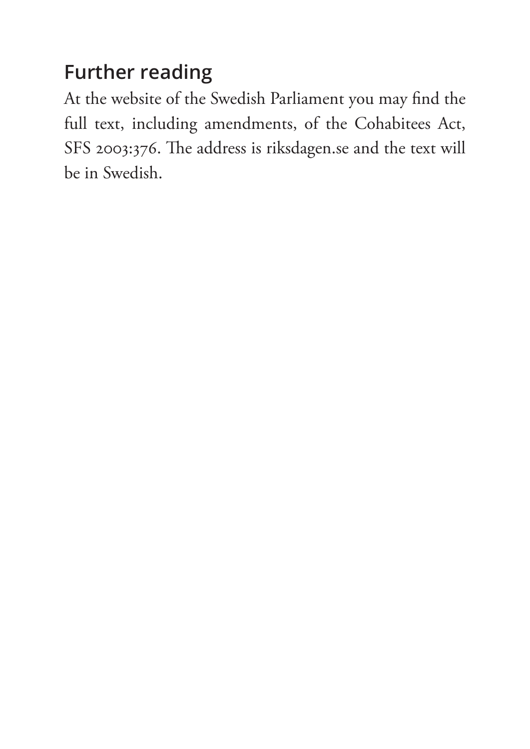## Further reading

At the website of the Swedish Parliament you may find the full text, including amendments, of the Cohabitees Act, SFS 2003:376. The address is riksdagen.se and the text will be in Swedish.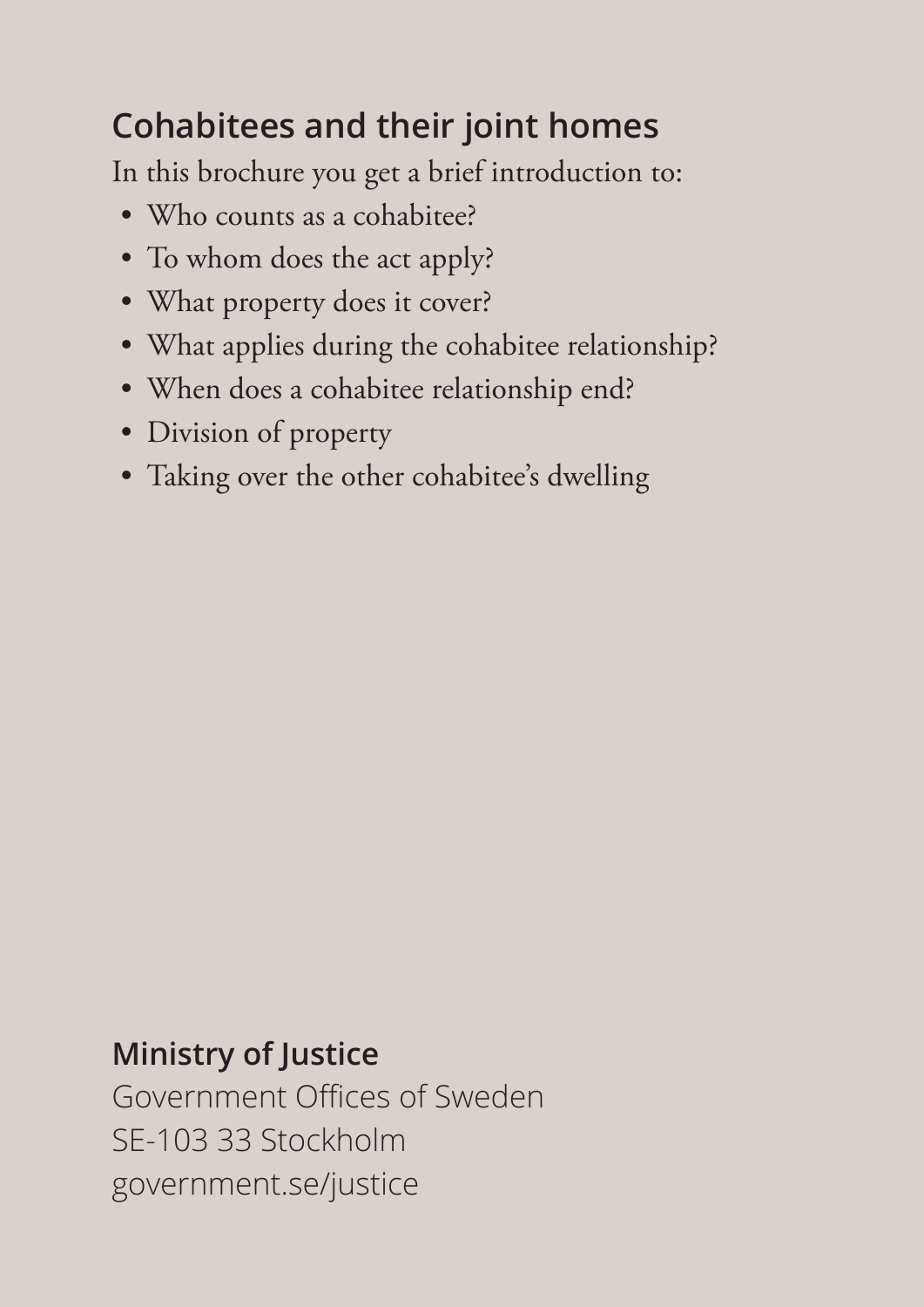## Cohabitees and their joint homes

In this brochure you get a brief introduction to:

- Who counts as a cohabitee?
- To whom does the act apply?
- What property does it cover?
- What applies during the cohabitee relationship?
- When does a cohabitee relationship end?
- Division of property
- Taking over the other cohabitee's dwelling

**Ministry of Justice**

Government Offices of Sweden
SE-103 33 Stockholm
government.se/justice